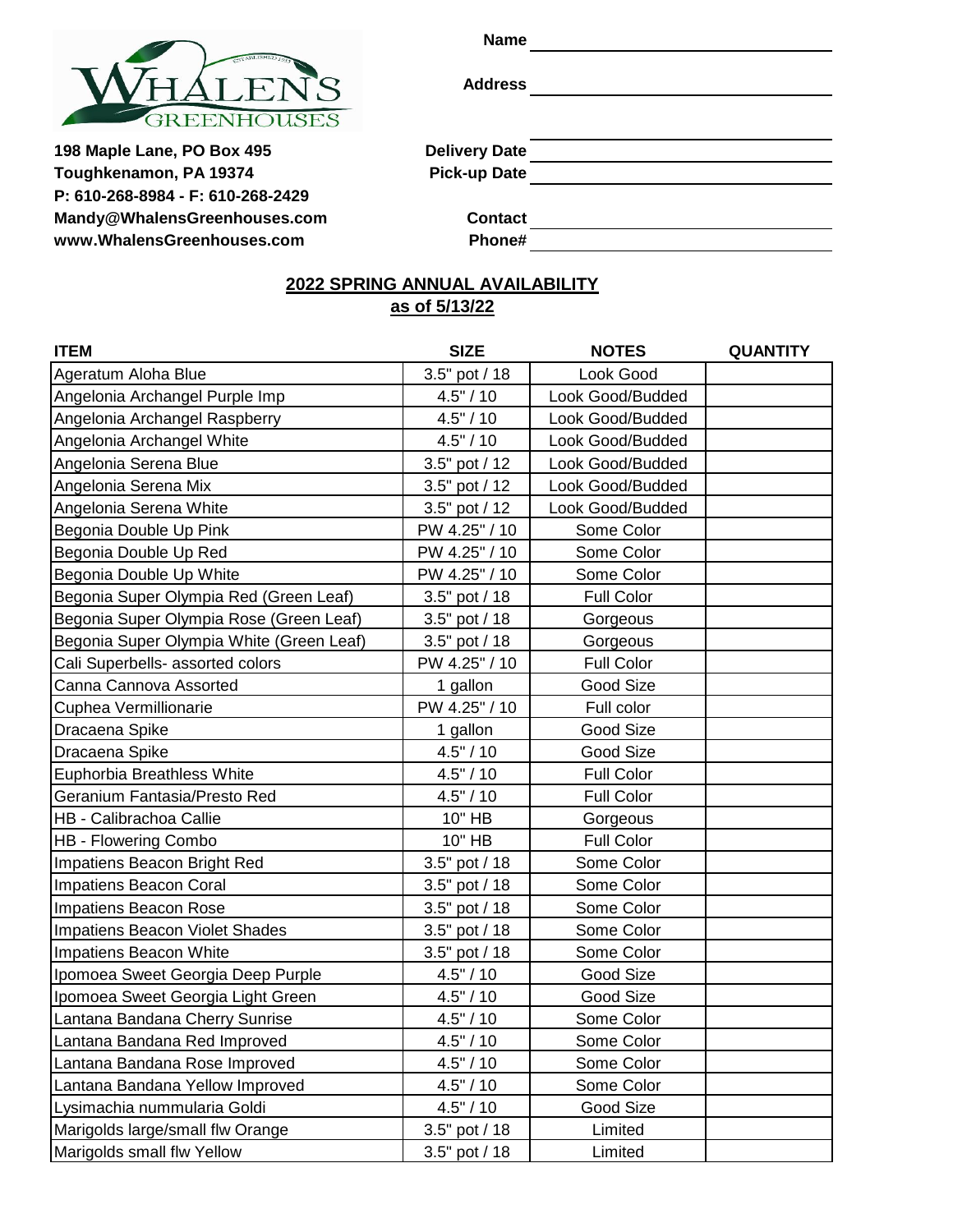198 Maple Lane, PO Box 495
Toughkenamon, PA 19374
P: 610-268-8984 - F: 610-268-2429
Mandy@WhalensGreenhouses.com
www.WhalensGreenhouses.com

**Name** ____________________

**Address** ____________________

____________________

**Delivery Date** ____________________

**Pick-up Date** ____________________

**Contact** ____________________

**Phone#** ____________________

## 2022 SPRING ANNUAL AVAILABILITY
## as of 5/13/22

| ITEM | SIZE | NOTES | QUANTITY |
|---|---|---|---|
| Ageratum Aloha Blue | 3.5" pot / 18 | Look Good | |
| Angelonia Archangel Purple Imp | 4.5" / 10 | Look Good/Budded | |
| Angelonia Archangel Raspberry | 4.5" / 10 | Look Good/Budded | |
| Angelonia Archangel White | 4.5" / 10 | Look Good/Budded | |
| Angelonia Serena Blue | 3.5" pot / 12 | Look Good/Budded | |
| Angelonia Serena Mix | 3.5" pot / 12 | Look Good/Budded | |
| Angelonia Serena White | 3.5" pot / 12 | Look Good/Budded | |
| Begonia Double Up Pink | PW 4.25" / 10 | Some Color | |
| Begonia Double Up Red | PW 4.25" / 10 | Some Color | |
| Begonia Double Up White | PW 4.25" / 10 | Some Color | |
| Begonia Super Olympia Red (Green Leaf) | 3.5" pot / 18 | Full Color | |
| Begonia Super Olympia Rose (Green Leaf) | 3.5" pot / 18 | Gorgeous | |
| Begonia Super Olympia White (Green Leaf) | 3.5" pot / 18 | Gorgeous | |
| Cali Superbells- assorted colors | PW 4.25" / 10 | Full Color | |
| Canna Cannova Assorted | 1 gallon | Good Size | |
| Cuphea Vermillionarie | PW 4.25" / 10 | Full color | |
| Dracaena Spike | 1 gallon | Good Size | |
| Dracaena Spike | 4.5" / 10 | Good Size | |
| Euphorbia Breathless White | 4.5" / 10 | Full Color | |
| Geranium Fantasia/Presto Red | 4.5" / 10 | Full Color | |
| HB - Calibrachoa Callie | 10" HB | Gorgeous | |
| HB - Flowering Combo | 10" HB | Full Color | |
| Impatiens Beacon Bright Red | 3.5" pot / 18 | Some Color | |
| Impatiens Beacon Coral | 3.5" pot / 18 | Some Color | |
| Impatiens Beacon Rose | 3.5" pot / 18 | Some Color | |
| Impatiens Beacon Violet Shades | 3.5" pot / 18 | Some Color | |
| Impatiens Beacon White | 3.5" pot / 18 | Some Color | |
| Ipomoea Sweet Georgia Deep Purple | 4.5" / 10 | Good Size | |
| Ipomoea Sweet Georgia Light Green | 4.5" / 10 | Good Size | |
| Lantana Bandana Cherry Sunrise | 4.5" / 10 | Some Color | |
| Lantana Bandana Red Improved | 4.5" / 10 | Some Color | |
| Lantana Bandana Rose Improved | 4.5" / 10 | Some Color | |
| Lantana Bandana Yellow Improved | 4.5" / 10 | Some Color | |
| Lysimachia nummularia Goldi | 4.5" / 10 | Good Size | |
| Marigolds large/small flw Orange | 3.5" pot / 18 | Limited | |
| Marigolds small flw Yellow | 3.5" pot / 18 | Limited | |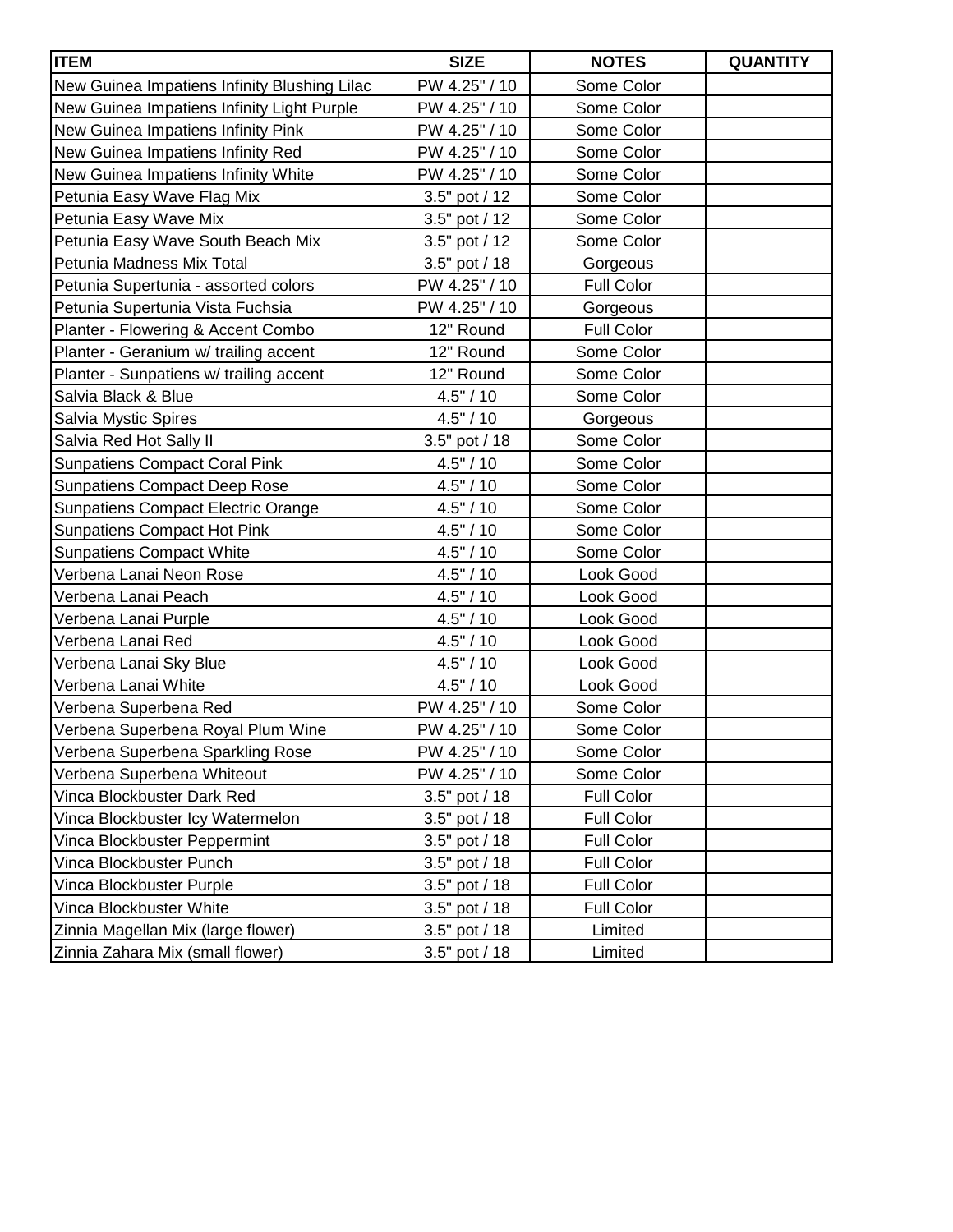| ITEM | SIZE | NOTES | QUANTITY |
| --- | --- | --- | --- |
| New Guinea Impatiens Infinity Blushing Lilac | PW 4.25" / 10 | Some Color | |
| New Guinea Impatiens Infinity Light Purple | PW 4.25" / 10 | Some Color | |
| New Guinea Impatiens Infinity Pink | PW 4.25" / 10 | Some Color | |
| New Guinea Impatiens Infinity Red | PW 4.25" / 10 | Some Color | |
| New Guinea Impatiens Infinity White | PW 4.25" / 10 | Some Color | |
| Petunia Easy Wave Flag Mix | 3.5" pot / 12 | Some Color | |
| Petunia Easy Wave Mix | 3.5" pot / 12 | Some Color | |
| Petunia Easy Wave South Beach Mix | 3.5" pot / 12 | Some Color | |
| Petunia Madness Mix Total | 3.5" pot / 18 | Gorgeous | |
| Petunia Supertunia - assorted colors | PW 4.25" / 10 | Full Color | |
| Petunia Supertunia Vista Fuchsia | PW 4.25" / 10 | Gorgeous | |
| Planter - Flowering & Accent Combo | 12" Round | Full Color | |
| Planter - Geranium w/ trailing accent | 12" Round | Some Color | |
| Planter - Sunpatiens w/ trailing accent | 12" Round | Some Color | |
| Salvia Black & Blue | 4.5" / 10 | Some Color | |
| Salvia Mystic Spires | 4.5" / 10 | Gorgeous | |
| Salvia Red Hot Sally II | 3.5" pot / 18 | Some Color | |
| Sunpatiens Compact Coral Pink | 4.5" / 10 | Some Color | |
| Sunpatiens Compact Deep Rose | 4.5" / 10 | Some Color | |
| Sunpatiens Compact Electric Orange | 4.5" / 10 | Some Color | |
| Sunpatiens Compact Hot Pink | 4.5" / 10 | Some Color | |
| Sunpatiens Compact White | 4.5" / 10 | Some Color | |
| Verbena Lanai Neon Rose | 4.5" / 10 | Look Good | |
| Verbena Lanai Peach | 4.5" / 10 | Look Good | |
| Verbena Lanai Purple | 4.5" / 10 | Look Good | |
| Verbena Lanai Red | 4.5" / 10 | Look Good | |
| Verbena Lanai Sky Blue | 4.5" / 10 | Look Good | |
| Verbena Lanai White | 4.5" / 10 | Look Good | |
| Verbena Superbena Red | PW 4.25" / 10 | Some Color | |
| Verbena Superbena Royal Plum Wine | PW 4.25" / 10 | Some Color | |
| Verbena Superbena Sparkling Rose | PW 4.25" / 10 | Some Color | |
| Verbena Superbena Whiteout | PW 4.25" / 10 | Some Color | |
| Vinca Blockbuster Dark Red | 3.5" pot / 18 | Full Color | |
| Vinca Blockbuster Icy Watermelon | 3.5" pot / 18 | Full Color | |
| Vinca Blockbuster Peppermint | 3.5" pot / 18 | Full Color | |
| Vinca Blockbuster Punch | 3.5" pot / 18 | Full Color | |
| Vinca Blockbuster Purple | 3.5" pot / 18 | Full Color | |
| Vinca Blockbuster White | 3.5" pot / 18 | Full Color | |
| Zinnia Magellan Mix (large flower) | 3.5" pot / 18 | Limited | |
| Zinnia Zahara Mix (small flower) | 3.5" pot / 18 | Limited | |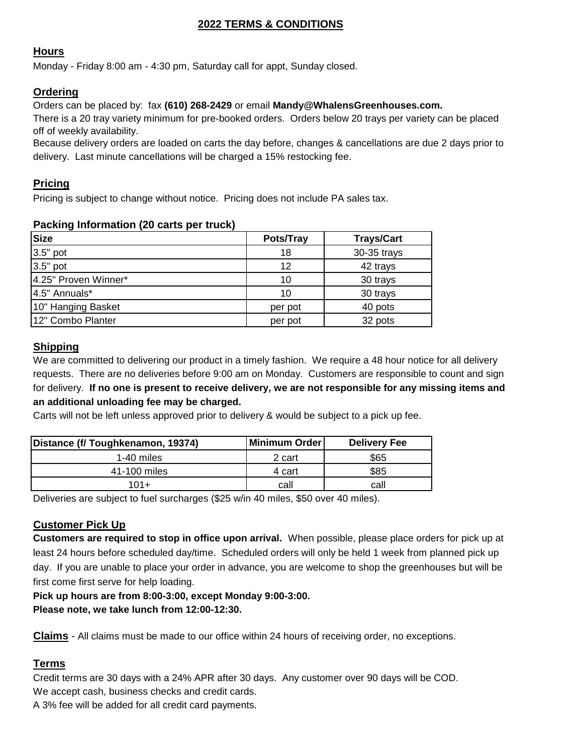# 2022 TERMS & CONDITIONS

## Hours

Monday - Friday 8:00 am - 4:30 pm, Saturday call for appt, Sunday closed.

## Ordering

Orders can be placed by: fax **(610) 268-2429** or email **Mandy@WhalensGreenhouses.com.**

There is a 20 tray variety minimum for pre-booked orders. Orders below 20 trays per variety can be placed off of weekly availability.

Because delivery orders are loaded on carts the day before, changes & cancellations are due 2 days prior to delivery. Last minute cancellations will be charged a 15% restocking fee.

## Pricing

Pricing is subject to change without notice. Pricing does not include PA sales tax.

### Packing Information (20 carts per truck)

| Size | Pots/Tray | Trays/Cart |
|---|---|---|
| 3.5" pot | 18 | 30-35 trays |
| 3.5" pot | 12 | 42 trays |
| 4.25" Proven Winner* | 10 | 30 trays |
| 4.5" Annuals* | 10 | 30 trays |
| 10" Hanging Basket | per pot | 40 pots |
| 12" Combo Planter | per pot | 32 pots |

## Shipping

We are committed to delivering our product in a timely fashion. We require a 48 hour notice for all delivery requests. There are no deliveries before 9:00 am on Monday. Customers are responsible to count and sign for delivery. **If no one is present to receive delivery, we are not responsible for any missing items and an additional unloading fee may be charged.**

Carts will not be left unless approved prior to delivery & would be subject to a pick up fee.

| Distance (f/ Toughkenamon, 19374) | Minimum Order | Delivery Fee |
|---|---|---|
| 1-40 miles | 2 cart | $65 |
| 41-100 miles | 4 cart | $85 |
| 101+ | call | call |

Deliveries are subject to fuel surcharges ($25 w/in 40 miles, $50 over 40 miles).

## Customer Pick Up

**Customers are required to stop in office upon arrival.** When possible, please place orders for pick up at least 24 hours before scheduled day/time. Scheduled orders will only be held 1 week from planned pick up day. If you are unable to place your order in advance, you are welcome to shop the greenhouses but will be first come first serve for help loading.

**Pick up hours are from 8:00-3:00, except Monday 9:00-3:00.**

**Please note, we take lunch from 12:00-12:30.**

**Claims** - All claims must be made to our office within 24 hours of receiving order, no exceptions.

## Terms

Credit terms are 30 days with a 24% APR after 30 days. Any customer over 90 days will be COD.

We accept cash, business checks and credit cards.

A 3% fee will be added for all credit card payments.